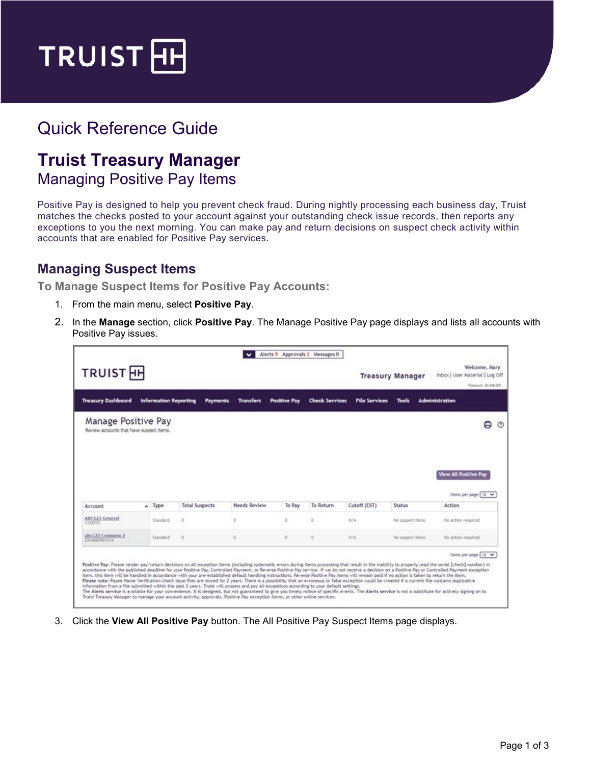# Quick Reference Guide

# Truist Treasury Manager

## Managing Positive Pay Items

Positive Pay is designed to help you prevent check fraud. During nightly processing each business day, Truist matches the checks posted to your account against your outstanding check issue records, then reports any exceptions to you the next morning. You can make pay and return decisions on suspect check activity within accounts that are enabled for Positive Pay services.

## Managing Suspect Items

### To Manage Suspect Items for Positive Pay Accounts:

1. From the main menu, select **Positive Pay**.
2. In the **Manage** section, click **Positive Pay**. The Manage Positive Pay page displays and lists all accounts with Positive Pay issues.
3. Click the **View All Positive Pay** button. The All Positive Pay Suspect Items page displays.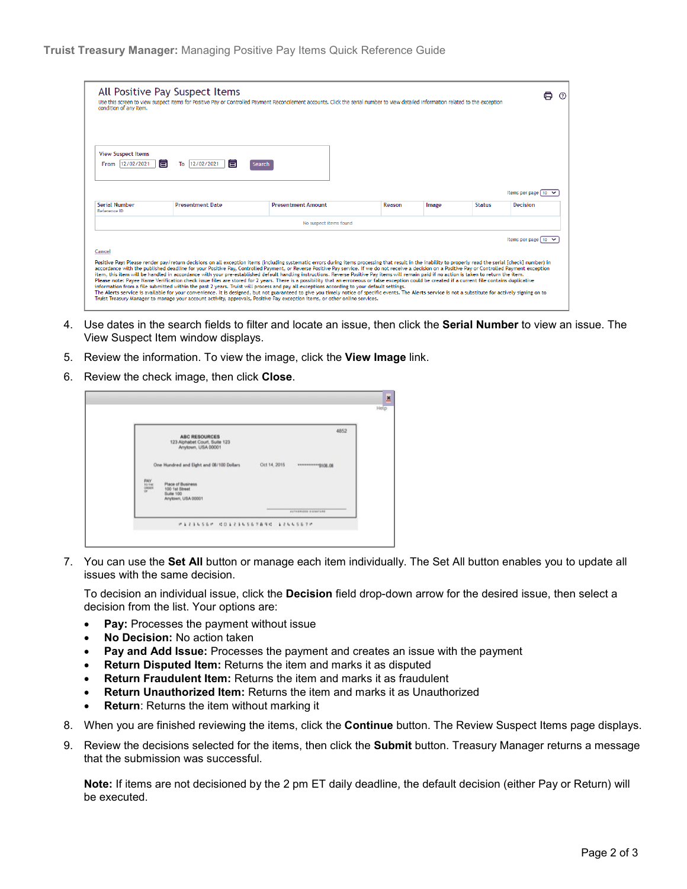4. Use dates in the search fields to filter and locate an issue, then click the **Serial Number** to view an issue. The View Suspect Item window displays.
5. Review the information. To view the image, click the **View Image** link.
6. Review the check image, then click **Close**.
7. You can use the **Set All** button or manage each item individually. The Set All button enables you to update all issues with the same decision.

   To decision an individual issue, click the **Decision** field drop-down arrow for the desired issue, then select a decision from the list. Your options are:

   - **Pay:** Processes the payment without issue
   - **No Decision:** No action taken
   - **Pay and Add Issue:** Processes the payment and creates an issue with the payment
   - **Return Disputed Item:** Returns the item and marks it as disputed
   - **Return Fraudulent Item:** Returns the item and marks it as fraudulent
   - **Return Unauthorized Item:** Returns the item and marks it as Unauthorized
   - **Return**: Returns the item without marking it

8. When you are finished reviewing the items, click the **Continue** button. The Review Suspect Items page displays.
9. Review the decisions selected for the items, then click the **Submit** button. Treasury Manager returns a message that the submission was successful.

   **Note:** If items are not decisioned by the 2 pm ET daily deadline, the default decision (either Pay or Return) will be executed.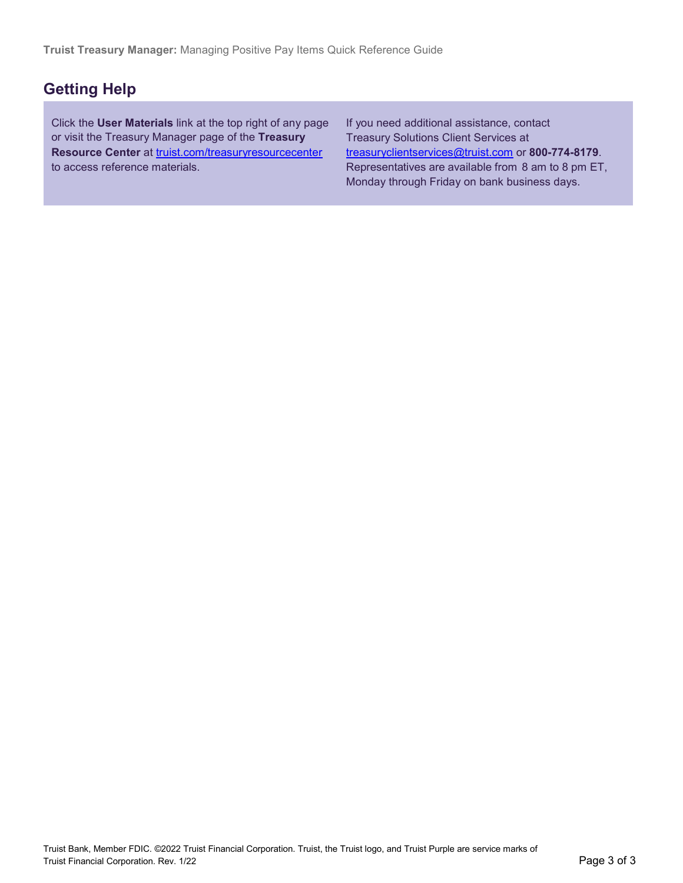## Getting Help

Click the **User Materials** link at the top right of any page or visit the Treasury Manager page of the **Treasury Resource Center** at truist.com/treasuryresourcecenter to access reference materials.

If you need additional assistance, contact Treasury Solutions Client Services at treasuryclientservices@truist.com or **800-774-8179**. Representatives are available from 8 am to 8 pm ET, Monday through Friday on bank business days.

Truist Bank, Member FDIC. ©2022 Truist Financial Corporation. Truist, the Truist logo, and Truist Purple are service marks of Truist Financial Corporation. Rev. 1/22